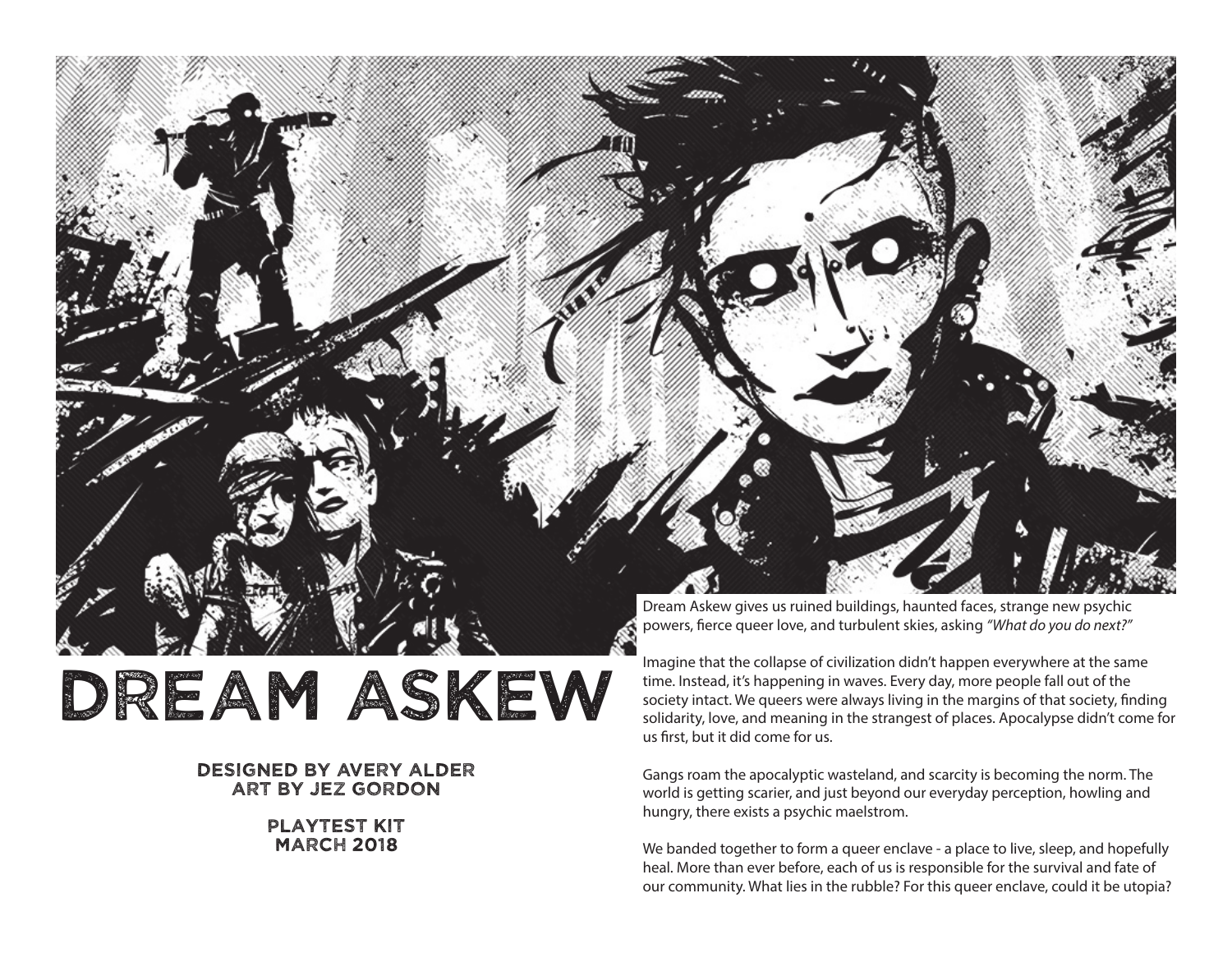# DREAM ASKEW

**DESIGNED BY AVERY ALDER**
**ART BY JEZ GORDON**

**PLAYTEST KIT**
**MARCH 2018**

Dream Askew gives us ruined buildings, haunted faces, strange new psychic powers, fierce queer love, and turbulent skies, asking *"What do you do next?"*

Imagine that the collapse of civilization didn't happen everywhere at the same time. Instead, it's happening in waves. Every day, more people fall out of the society intact. We queers were always living in the margins of that society, finding solidarity, love, and meaning in the strangest of places. Apocalypse didn't come for us first, but it did come for us.

Gangs roam the apocalyptic wasteland, and scarcity is becoming the norm. The world is getting scarier, and just beyond our everyday perception, howling and hungry, there exists a psychic maelstrom.

We banded together to form a queer enclave - a place to live, sleep, and hopefully heal. More than ever before, each of us is responsible for the survival and fate of our community. What lies in the rubble? For this queer enclave, could it be utopia?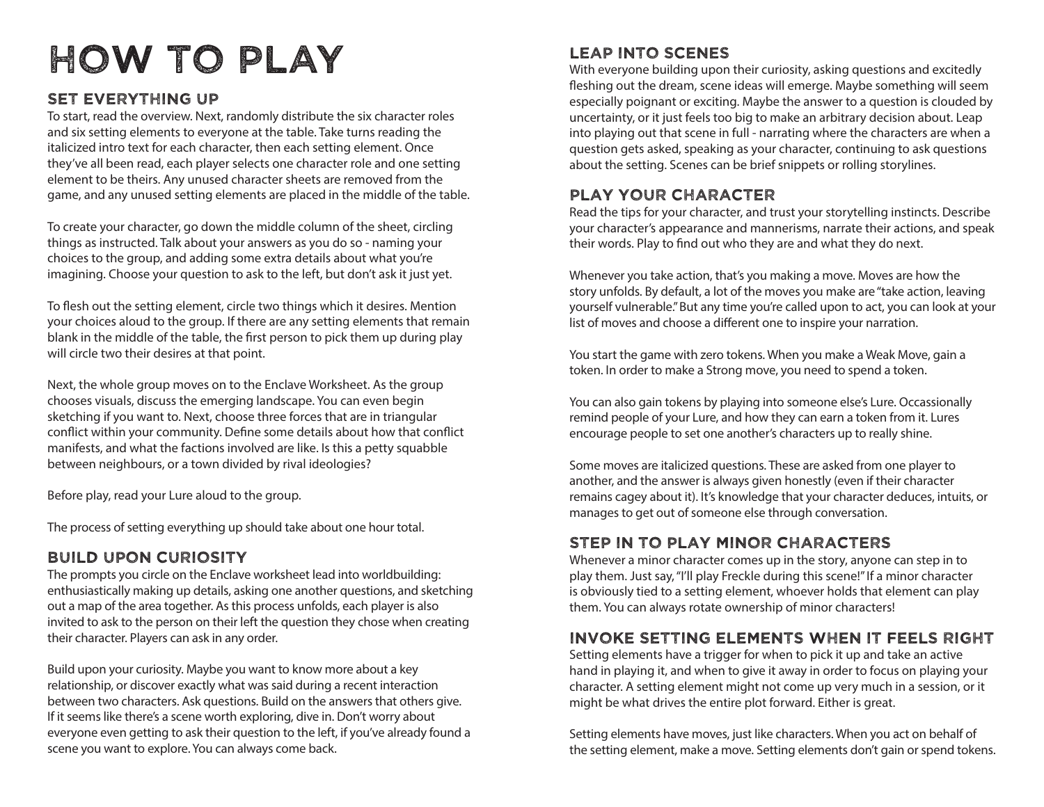# HOW TO PLAY

## SET EVERYTHING UP

To start, read the overview. Next, randomly distribute the six character roles and six setting elements to everyone at the table. Take turns reading the italicized intro text for each character, then each setting element. Once they've all been read, each player selects one character role and one setting element to be theirs. Any unused character sheets are removed from the game, and any unused setting elements are placed in the middle of the table.

To create your character, go down the middle column of the sheet, circling things as instructed. Talk about your answers as you do so - naming your choices to the group, and adding some extra details about what you're imagining. Choose your question to ask to the left, but don't ask it just yet.

To flesh out the setting element, circle two things which it desires. Mention your choices aloud to the group. If there are any setting elements that remain blank in the middle of the table, the first person to pick them up during play will circle two their desires at that point.

Next, the whole group moves on to the Enclave Worksheet. As the group chooses visuals, discuss the emerging landscape. You can even begin sketching if you want to. Next, choose three forces that are in triangular conflict within your community. Define some details about how that conflict manifests, and what the factions involved are like. Is this a petty squabble between neighbours, or a town divided by rival ideologies?

Before play, read your Lure aloud to the group.

The process of setting everything up should take about one hour total.

## BUILD UPON CURIOSITY

The prompts you circle on the Enclave worksheet lead into worldbuilding: enthusiastically making up details, asking one another questions, and sketching out a map of the area together. As this process unfolds, each player is also invited to ask to the person on their left the question they chose when creating their character. Players can ask in any order.

Build upon your curiosity. Maybe you want to know more about a key relationship, or discover exactly what was said during a recent interaction between two characters. Ask questions. Build on the answers that others give. If it seems like there's a scene worth exploring, dive in. Don't worry about everyone even getting to ask their question to the left, if you've already found a scene you want to explore. You can always come back.

## LEAP INTO SCENES

With everyone building upon their curiosity, asking questions and excitedly fleshing out the dream, scene ideas will emerge. Maybe something will seem especially poignant or exciting. Maybe the answer to a question is clouded by uncertainty, or it just feels too big to make an arbitrary decision about. Leap into playing out that scene in full - narrating where the characters are when a question gets asked, speaking as your character, continuing to ask questions about the setting. Scenes can be brief snippets or rolling storylines.

## PLAY YOUR CHARACTER

Read the tips for your character, and trust your storytelling instincts. Describe your character's appearance and mannerisms, narrate their actions, and speak their words. Play to find out who they are and what they do next.

Whenever you take action, that's you making a move. Moves are how the story unfolds. By default, a lot of the moves you make are "take action, leaving yourself vulnerable." But any time you're called upon to act, you can look at your list of moves and choose a different one to inspire your narration.

You start the game with zero tokens. When you make a Weak Move, gain a token. In order to make a Strong move, you need to spend a token.

You can also gain tokens by playing into someone else's Lure. Occassionally remind people of your Lure, and how they can earn a token from it. Lures encourage people to set one another's characters up to really shine.

Some moves are italicized questions. These are asked from one player to another, and the answer is always given honestly (even if their character remains cagey about it). It's knowledge that your character deduces, intuits, or manages to get out of someone else through conversation.

## STEP IN TO PLAY MINOR CHARACTERS

Whenever a minor character comes up in the story, anyone can step in to play them. Just say, "I'll play Freckle during this scene!" If a minor character is obviously tied to a setting element, whoever holds that element can play them. You can always rotate ownership of minor characters!

## INVOKE SETTING ELEMENTS WHEN IT FEELS RIGHT

Setting elements have a trigger for when to pick it up and take an active hand in playing it, and when to give it away in order to focus on playing your character. A setting element might not come up very much in a session, or it might be what drives the entire plot forward. Either is great.

Setting elements have moves, just like characters. When you act on behalf of the setting element, make a move. Setting elements don't gain or spend tokens.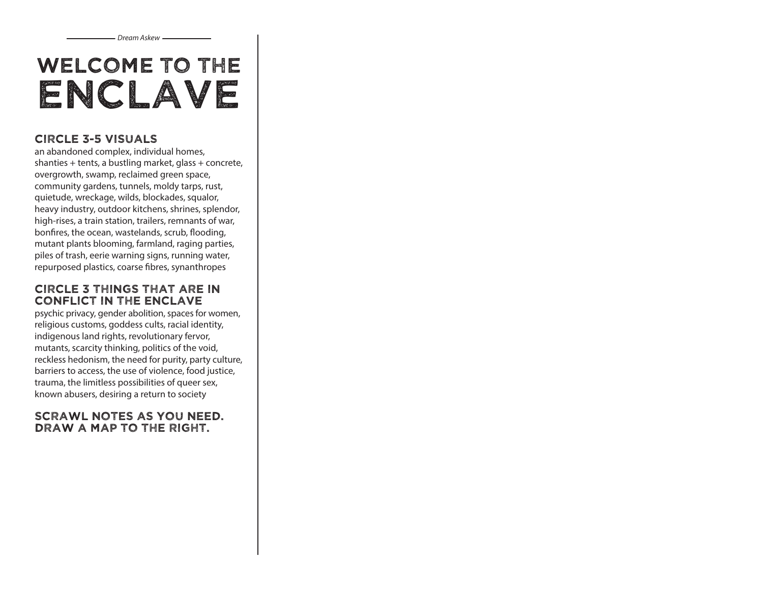# WELCOME TO THE ENCLAVE

## CIRCLE 3-5 VISUALS

an abandoned complex, individual homes, shanties + tents, a bustling market, glass + concrete, overgrowth, swamp, reclaimed green space, community gardens, tunnels, moldy tarps, rust, quietude, wreckage, wilds, blockades, squalor, heavy industry, outdoor kitchens, shrines, splendor, high-rises, a train station, trailers, remnants of war, bonfires, the ocean, wastelands, scrub, flooding, mutant plants blooming, farmland, raging parties, piles of trash, eerie warning signs, running water, repurposed plastics, coarse fibres, synanthropes

## CIRCLE 3 THINGS THAT ARE IN CONFLICT IN THE ENCLAVE

psychic privacy, gender abolition, spaces for women, religious customs, goddess cults, racial identity, indigenous land rights, revolutionary fervor, mutants, scarcity thinking, politics of the void, reckless hedonism, the need for purity, party culture, barriers to access, the use of violence, food justice, trauma, the limitless possibilities of queer sex, known abusers, desiring a return to society

## SCRAWL NOTES AS YOU NEED. DRAW A MAP TO THE RIGHT.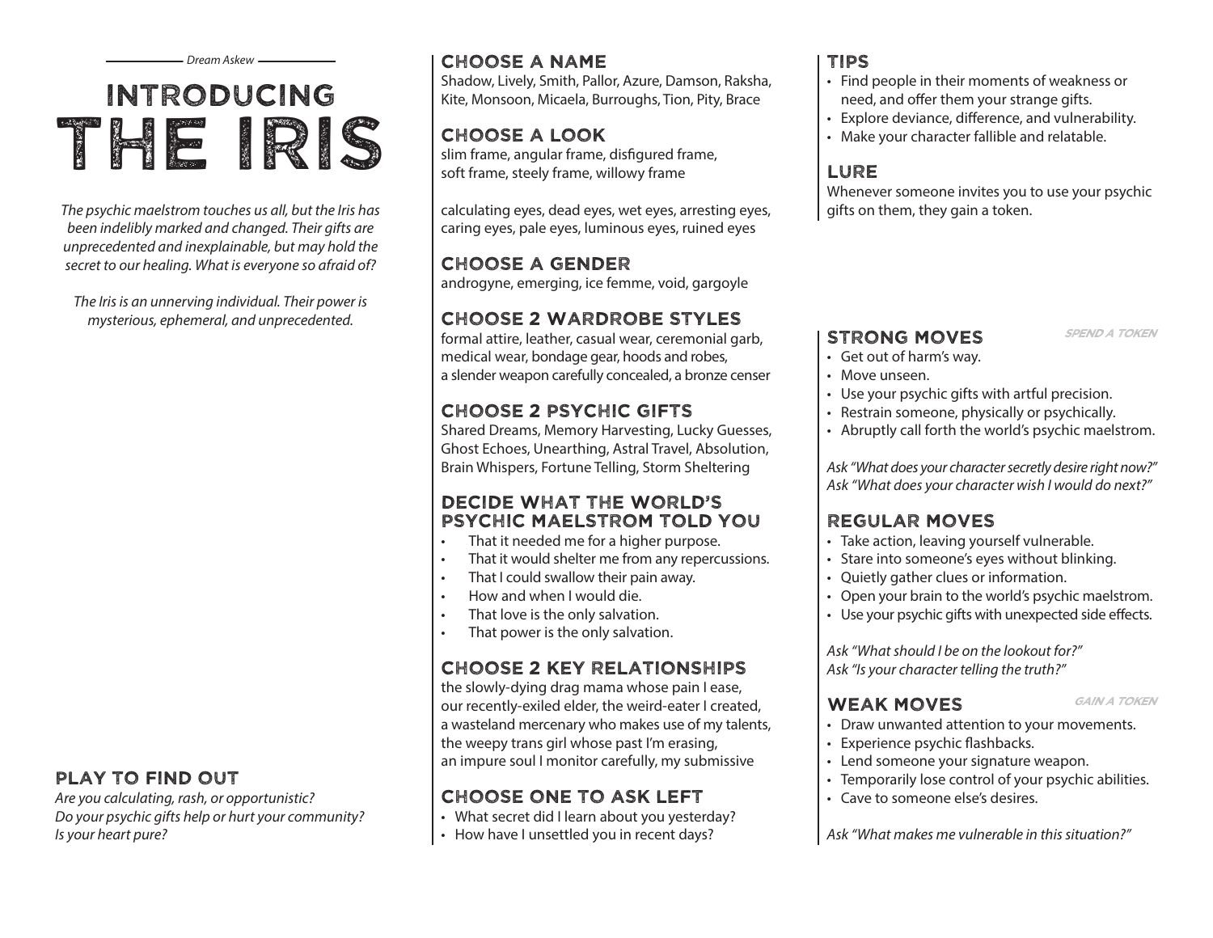Dream Askew

# INTRODUCING THE IRIS

*The psychic maelstrom touches us all, but the Iris has been indelibly marked and changed. Their gifts are unprecedented and inexplainable, but may hold the secret to our healing. What is everyone so afraid of?*

*The Iris is an unnerving individual. Their power is mysterious, ephemeral, and unprecedented.*

## PLAY TO FIND OUT

*Are you calculating, rash, or opportunistic?*
*Do your psychic gifts help or hurt your community?*
*Is your heart pure?*

## CHOOSE A NAME

Shadow, Lively, Smith, Pallor, Azure, Damson, Raksha, Kite, Monsoon, Micaela, Burroughs, Tion, Pity, Brace

## CHOOSE A LOOK

slim frame, angular frame, disfigured frame, soft frame, steely frame, willowy frame

calculating eyes, dead eyes, wet eyes, arresting eyes, caring eyes, pale eyes, luminous eyes, ruined eyes

## CHOOSE A GENDER

androgyne, emerging, ice femme, void, gargoyle

## CHOOSE 2 WARDROBE STYLES

formal attire, leather, casual wear, ceremonial garb, medical wear, bondage gear, hoods and robes, a slender weapon carefully concealed, a bronze censer

## CHOOSE 2 PSYCHIC GIFTS

Shared Dreams, Memory Harvesting, Lucky Guesses, Ghost Echoes, Unearthing, Astral Travel, Absolution, Brain Whispers, Fortune Telling, Storm Sheltering

## DECIDE WHAT THE WORLD'S PSYCHIC MAELSTROM TOLD YOU

- That it needed me for a higher purpose.
- That it would shelter me from any repercussions.
- That I could swallow their pain away.
- How and when I would die.
- That love is the only salvation.
- That power is the only salvation.

## CHOOSE 2 KEY RELATIONSHIPS

the slowly-dying drag mama whose pain I ease, our recently-exiled elder, the weird-eater I created, a wasteland mercenary who makes use of my talents, the weepy trans girl whose past I'm erasing, an impure soul I monitor carefully, my submissive

## CHOOSE ONE TO ASK LEFT

- What secret did I learn about you yesterday?
- How have I unsettled you in recent days?

## TIPS

- Find people in their moments of weakness or need, and offer them your strange gifts.
- Explore deviance, difference, and vulnerability.
- Make your character fallible and relatable.

## LURE

Whenever someone invites you to use your psychic gifts on them, they gain a token.

## STRONG MOVES

*SPEND A TOKEN*

- Get out of harm's way.
- Move unseen.
- Use your psychic gifts with artful precision.
- Restrain someone, physically or psychically.
- Abruptly call forth the world's psychic maelstrom.

*Ask "What does your character secretly desire right now?"*
*Ask "What does your character wish I would do next?"*

## REGULAR MOVES

- Take action, leaving yourself vulnerable.
- Stare into someone's eyes without blinking.
- Quietly gather clues or information.
- Open your brain to the world's psychic maelstrom.
- Use your psychic gifts with unexpected side effects.

*Ask "What should I be on the lookout for?"*
*Ask "Is your character telling the truth?"*

## WEAK MOVES

*GAIN A TOKEN*

- Draw unwanted attention to your movements.
- Experience psychic flashbacks.
- Lend someone your signature weapon.
- Temporarily lose control of your psychic abilities.
- Cave to someone else's desires.

*Ask "What makes me vulnerable in this situation?"*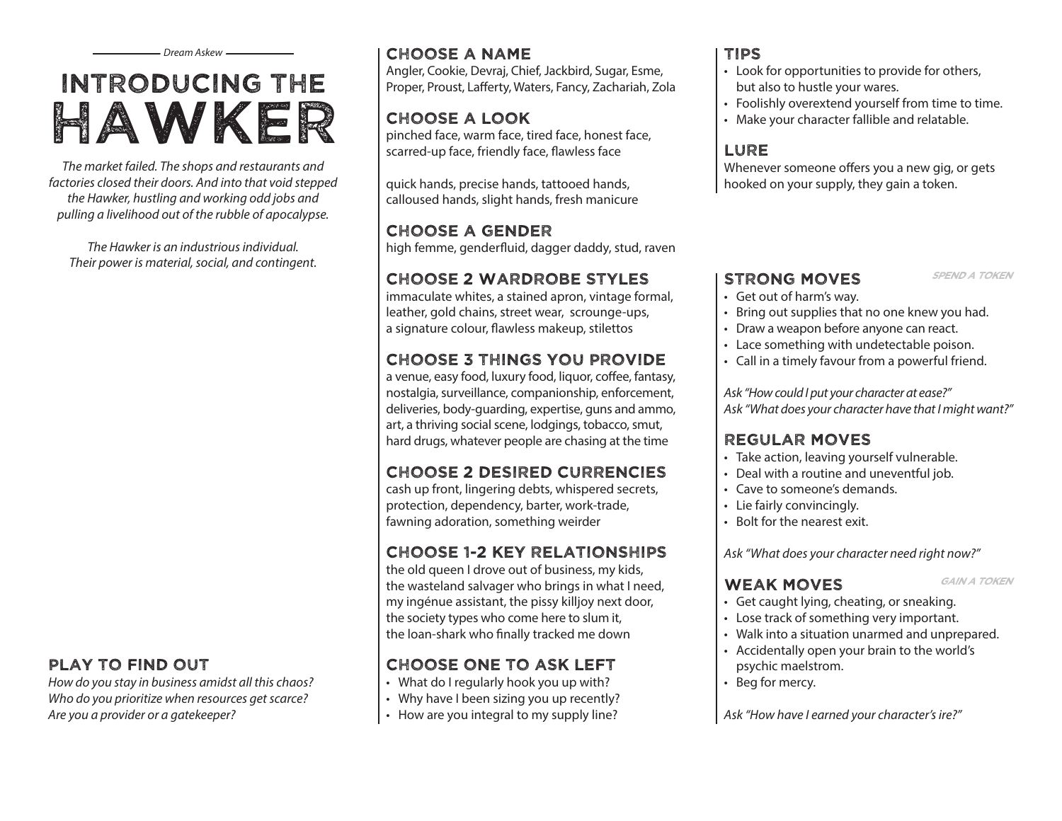Dream Askew

# INTRODUCING THE HAWKER

*The market failed. The shops and restaurants and factories closed their doors. And into that void stepped the Hawker, hustling and working odd jobs and pulling a livelihood out of the rubble of apocalypse.*

*The Hawker is an industrious individual. Their power is material, social, and contingent.*

## PLAY TO FIND OUT

*How do you stay in business amidst all this chaos?*
*Who do you prioritize when resources get scarce?*
*Are you a provider or a gatekeeper?*

## CHOOSE A NAME

Angler, Cookie, Devraj, Chief, Jackbird, Sugar, Esme, Proper, Proust, Lafferty, Waters, Fancy, Zachariah, Zola

## CHOOSE A LOOK

pinched face, warm face, tired face, honest face, scarred-up face, friendly face, flawless face

quick hands, precise hands, tattooed hands, calloused hands, slight hands, fresh manicure

## CHOOSE A GENDER

high femme, genderfluid, dagger daddy, stud, raven

## CHOOSE 2 WARDROBE STYLES

immaculate whites, a stained apron, vintage formal, leather, gold chains, street wear, scrounge-ups, a signature colour, flawless makeup, stilettos

## CHOOSE 3 THINGS YOU PROVIDE

a venue, easy food, luxury food, liquor, coffee, fantasy, nostalgia, surveillance, companionship, enforcement, deliveries, body-guarding, expertise, guns and ammo, art, a thriving social scene, lodgings, tobacco, smut, hard drugs, whatever people are chasing at the time

## CHOOSE 2 DESIRED CURRENCIES

cash up front, lingering debts, whispered secrets, protection, dependency, barter, work-trade, fawning adoration, something weirder

## CHOOSE 1-2 KEY RELATIONSHIPS

the old queen I drove out of business, my kids, the wasteland salvager who brings in what I need, my ingénue assistant, the pissy killjoy next door, the society types who come here to slum it, the loan-shark who finally tracked me down

## CHOOSE ONE TO ASK LEFT

- What do I regularly hook you up with?
- Why have I been sizing you up recently?
- How are you integral to my supply line?

## TIPS

- Look for opportunities to provide for others, but also to hustle your wares.
- Foolishly overextend yourself from time to time.
- Make your character fallible and relatable.

## LURE

Whenever someone offers you a new gig, or gets hooked on your supply, they gain a token.

## STRONG MOVES

*SPEND A TOKEN*

- Get out of harm's way.
- Bring out supplies that no one knew you had.
- Draw a weapon before anyone can react.
- Lace something with undetectable poison.
- Call in a timely favour from a powerful friend.

*Ask "How could I put your character at ease?"*
*Ask "What does your character have that I might want?"*

## REGULAR MOVES

- Take action, leaving yourself vulnerable.
- Deal with a routine and uneventful job.
- Cave to someone's demands.
- Lie fairly convincingly.
- Bolt for the nearest exit.

*Ask "What does your character need right now?"*

## WEAK MOVES

*GAIN A TOKEN*

- Get caught lying, cheating, or sneaking.
- Lose track of something very important.
- Walk into a situation unarmed and unprepared.
- Accidentally open your brain to the world's psychic maelstrom.
- Beg for mercy.

*Ask "How have I earned your character's ire?"*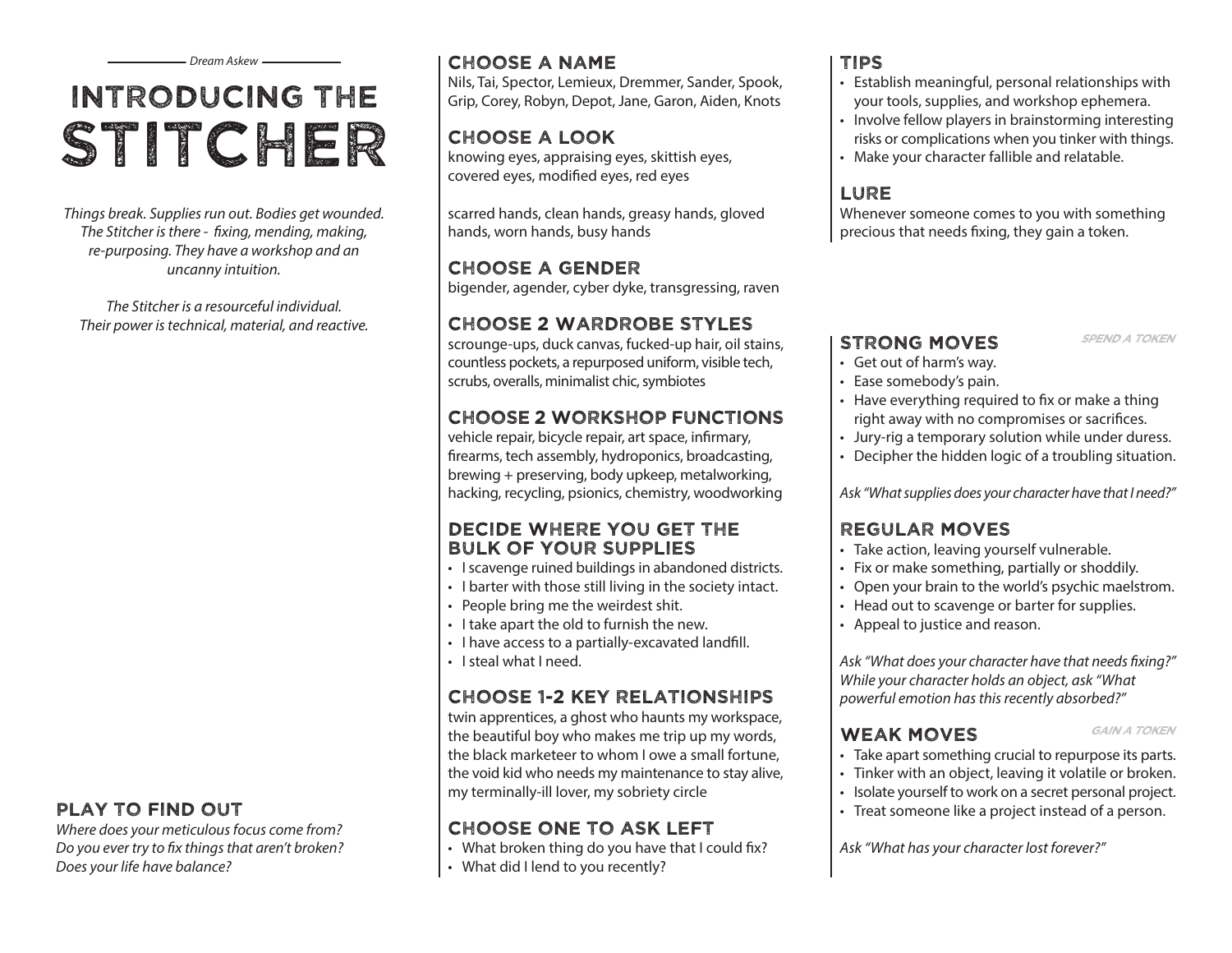Dream Askew

# INTRODUCING THE STITCHER

*Things break. Supplies run out. Bodies get wounded. The Stitcher is there - fixing, mending, making, re-purposing. They have a workshop and an uncanny intuition.*

*The Stitcher is a resourceful individual. Their power is technical, material, and reactive.*

## PLAY TO FIND OUT

*Where does your meticulous focus come from?*
*Do you ever try to fix things that aren't broken?*
*Does your life have balance?*

## CHOOSE A NAME

Nils, Tai, Spector, Lemieux, Dremmer, Sander, Spook, Grip, Corey, Robyn, Depot, Jane, Garon, Aiden, Knots

## CHOOSE A LOOK

knowing eyes, appraising eyes, skittish eyes, covered eyes, modified eyes, red eyes

scarred hands, clean hands, greasy hands, gloved hands, worn hands, busy hands

## CHOOSE A GENDER

bigender, agender, cyber dyke, transgressing, raven

## CHOOSE 2 WARDROBE STYLES

scrounge-ups, duck canvas, fucked-up hair, oil stains, countless pockets, a repurposed uniform, visible tech, scrubs, overalls, minimalist chic, symbiotes

## CHOOSE 2 WORKSHOP FUNCTIONS

vehicle repair, bicycle repair, art space, infirmary, firearms, tech assembly, hydroponics, broadcasting, brewing + preserving, body upkeep, metalworking, hacking, recycling, psionics, chemistry, woodworking

## DECIDE WHERE YOU GET THE BULK OF YOUR SUPPLIES

- I scavenge ruined buildings in abandoned districts.
- I barter with those still living in the society intact.
- People bring me the weirdest shit.
- I take apart the old to furnish the new.
- I have access to a partially-excavated landfill.
- I steal what I need.

## CHOOSE 1-2 KEY RELATIONSHIPS

twin apprentices, a ghost who haunts my workspace, the beautiful boy who makes me trip up my words, the black marketeer to whom I owe a small fortune, the void kid who needs my maintenance to stay alive, my terminally-ill lover, my sobriety circle

## CHOOSE ONE TO ASK LEFT

- What broken thing do you have that I could fix?
- What did I lend to you recently?

## TIPS

- Establish meaningful, personal relationships with your tools, supplies, and workshop ephemera.
- Involve fellow players in brainstorming interesting risks or complications when you tinker with things.
- Make your character fallible and relatable.

## LURE

Whenever someone comes to you with something precious that needs fixing, they gain a token.

## STRONG MOVES

*SPEND A TOKEN*

- Get out of harm's way.
- Ease somebody's pain.
- Have everything required to fix or make a thing right away with no compromises or sacrifices.
- Jury-rig a temporary solution while under duress.
- Decipher the hidden logic of a troubling situation.

*Ask "What supplies does your character have that I need?"*

## REGULAR MOVES

- Take action, leaving yourself vulnerable.
- Fix or make something, partially or shoddily.
- Open your brain to the world's psychic maelstrom.
- Head out to scavenge or barter for supplies.
- Appeal to justice and reason.

*Ask "What does your character have that needs fixing?" While your character holds an object, ask "What powerful emotion has this recently absorbed?"*

## WEAK MOVES

*GAIN A TOKEN*

- Take apart something crucial to repurpose its parts.
- Tinker with an object, leaving it volatile or broken.
- Isolate yourself to work on a secret personal project.
- Treat someone like a project instead of a person.

*Ask "What has your character lost forever?"*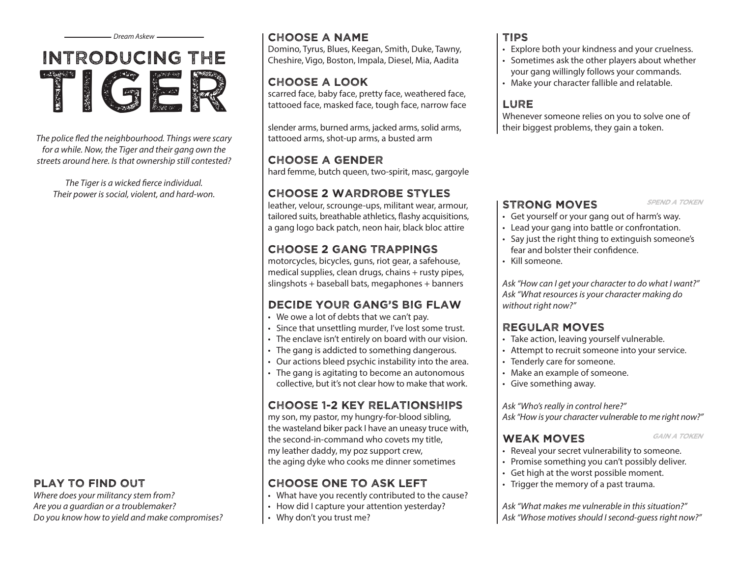Dream Askew

# INTRODUCING THE TIGER

*The police fled the neighbourhood. Things were scary for a while. Now, the Tiger and their gang own the streets around here. Is that ownership still contested?*

*The Tiger is a wicked fierce individual. Their power is social, violent, and hard-won.*

## PLAY TO FIND OUT

*Where does your militancy stem from?*
*Are you a guardian or a troublemaker?*
*Do you know how to yield and make compromises?*

## CHOOSE A NAME

Domino, Tyrus, Blues, Keegan, Smith, Duke, Tawny, Cheshire, Vigo, Boston, Impala, Diesel, Mia, Aadita

## CHOOSE A LOOK

scarred face, baby face, pretty face, weathered face, tattooed face, masked face, tough face, narrow face

slender arms, burned arms, jacked arms, solid arms, tattooed arms, shot-up arms, a busted arm

## CHOOSE A GENDER

hard femme, butch queen, two-spirit, masc, gargoyle

## CHOOSE 2 WARDROBE STYLES

leather, velour, scrounge-ups, militant wear, armour, tailored suits, breathable athletics, flashy acquisitions, a gang logo back patch, neon hair, black bloc attire

## CHOOSE 2 GANG TRAPPINGS

motorcycles, bicycles, guns, riot gear, a safehouse, medical supplies, clean drugs, chains + rusty pipes, slingshots + baseball bats, megaphones + banners

## DECIDE YOUR GANG'S BIG FLAW

- We owe a lot of debts that we can't pay.
- Since that unsettling murder, I've lost some trust.
- The enclave isn't entirely on board with our vision.
- The gang is addicted to something dangerous.
- Our actions bleed psychic instability into the area.
- The gang is agitating to become an autonomous collective, but it's not clear how to make that work.

## CHOOSE 1-2 KEY RELATIONSHIPS

my son, my pastor, my hungry-for-blood sibling, the wasteland biker pack I have an uneasy truce with, the second-in-command who covets my title, my leather daddy, my poz support crew, the aging dyke who cooks me dinner sometimes

## CHOOSE ONE TO ASK LEFT

- What have you recently contributed to the cause?
- How did I capture your attention yesterday?
- Why don't you trust me?

## TIPS

- Explore both your kindness and your cruelness.
- Sometimes ask the other players about whether your gang willingly follows your commands.
- Make your character fallible and relatable.

## LURE

Whenever someone relies on you to solve one of their biggest problems, they gain a token.

## STRONG MOVES

*SPEND A TOKEN*

- Get yourself or your gang out of harm's way.
- Lead your gang into battle or confrontation.
- Say just the right thing to extinguish someone's fear and bolster their confidence.
- Kill someone.

*Ask "How can I get your character to do what I want?"*
*Ask "What resources is your character making do without right now?"*

## REGULAR MOVES

- Take action, leaving yourself vulnerable.
- Attempt to recruit someone into your service.
- Tenderly care for someone.
- Make an example of someone.
- Give something away.

*Ask "Who's really in control here?"*
*Ask "How is your character vulnerable to me right now?"*

## WEAK MOVES

*GAIN A TOKEN*

- Reveal your secret vulnerability to someone.
- Promise something you can't possibly deliver.
- Get high at the worst possible moment.
- Trigger the memory of a past trauma.

*Ask "What makes me vulnerable in this situation?"*
*Ask "Whose motives should I second-guess right now?"*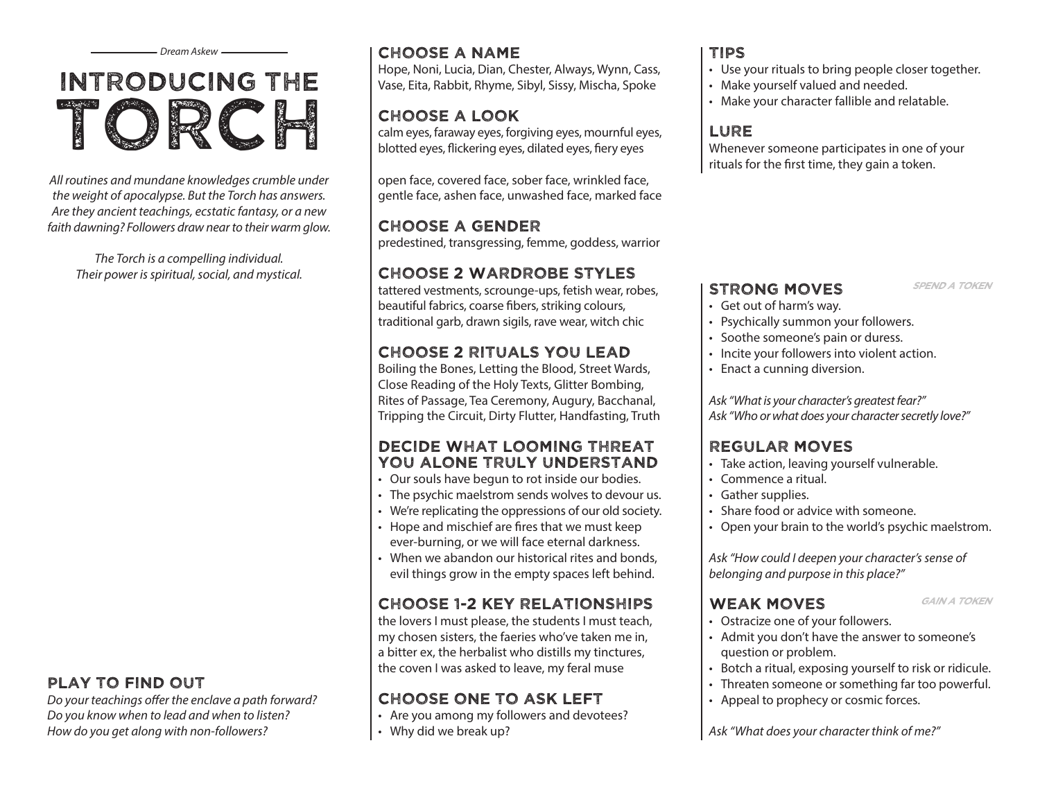*Dream Askew*

# INTRODUCING THE TORCH

*All routines and mundane knowledges crumble under the weight of apocalypse. But the Torch has answers. Are they ancient teachings, ecstatic fantasy, or a new faith dawning? Followers draw near to their warm glow.*

*The Torch is a compelling individual. Their power is spiritual, social, and mystical.*

## PLAY TO FIND OUT

*Do your teachings offer the enclave a path forward?*
*Do you know when to lead and when to listen?*
*How do you get along with non-followers?*

## CHOOSE A NAME

Hope, Noni, Lucia, Dian, Chester, Always, Wynn, Cass, Vase, Eita, Rabbit, Rhyme, Sibyl, Sissy, Mischa, Spoke

## CHOOSE A LOOK

calm eyes, faraway eyes, forgiving eyes, mournful eyes, blotted eyes, flickering eyes, dilated eyes, fiery eyes

open face, covered face, sober face, wrinkled face, gentle face, ashen face, unwashed face, marked face

## CHOOSE A GENDER

predestined, transgressing, femme, goddess, warrior

## CHOOSE 2 WARDROBE STYLES

tattered vestments, scrounge-ups, fetish wear, robes, beautiful fabrics, coarse fibers, striking colours, traditional garb, drawn sigils, rave wear, witch chic

## CHOOSE 2 RITUALS YOU LEAD

Boiling the Bones, Letting the Blood, Street Wards, Close Reading of the Holy Texts, Glitter Bombing, Rites of Passage, Tea Ceremony, Augury, Bacchanal, Tripping the Circuit, Dirty Flutter, Handfasting, Truth

## DECIDE WHAT LOOMING THREAT YOU ALONE TRULY UNDERSTAND

- Our souls have begun to rot inside our bodies.
- The psychic maelstrom sends wolves to devour us.
- We're replicating the oppressions of our old society.
- Hope and mischief are fires that we must keep ever-burning, or we will face eternal darkness.
- When we abandon our historical rites and bonds, evil things grow in the empty spaces left behind.

## CHOOSE 1-2 KEY RELATIONSHIPS

the lovers I must please, the students I must teach, my chosen sisters, the faeries who've taken me in, a bitter ex, the herbalist who distills my tinctures, the coven I was asked to leave, my feral muse

## CHOOSE ONE TO ASK LEFT

- Are you among my followers and devotees?
- Why did we break up?

## TIPS

- Use your rituals to bring people closer together.
- Make yourself valued and needed.
- Make your character fallible and relatable.

## LURE

Whenever someone participates in one of your rituals for the first time, they gain a token.

## STRONG MOVES

*SPEND A TOKEN*

- Get out of harm's way.
- Psychically summon your followers.
- Soothe someone's pain or duress.
- Incite your followers into violent action.
- Enact a cunning diversion.

*Ask "What is your character's greatest fear?"*
*Ask "Who or what does your character secretly love?"*

## REGULAR MOVES

- Take action, leaving yourself vulnerable.
- Commence a ritual.
- Gather supplies.
- Share food or advice with someone.
- Open your brain to the world's psychic maelstrom.

*Ask "How could I deepen your character's sense of belonging and purpose in this place?"*

## WEAK MOVES

*GAIN A TOKEN*

- Ostracize one of your followers.
- Admit you don't have the answer to someone's question or problem.
- Botch a ritual, exposing yourself to risk or ridicule.
- Threaten someone or something far too powerful.
- Appeal to prophecy or cosmic forces.

*Ask "What does your character think of me?"*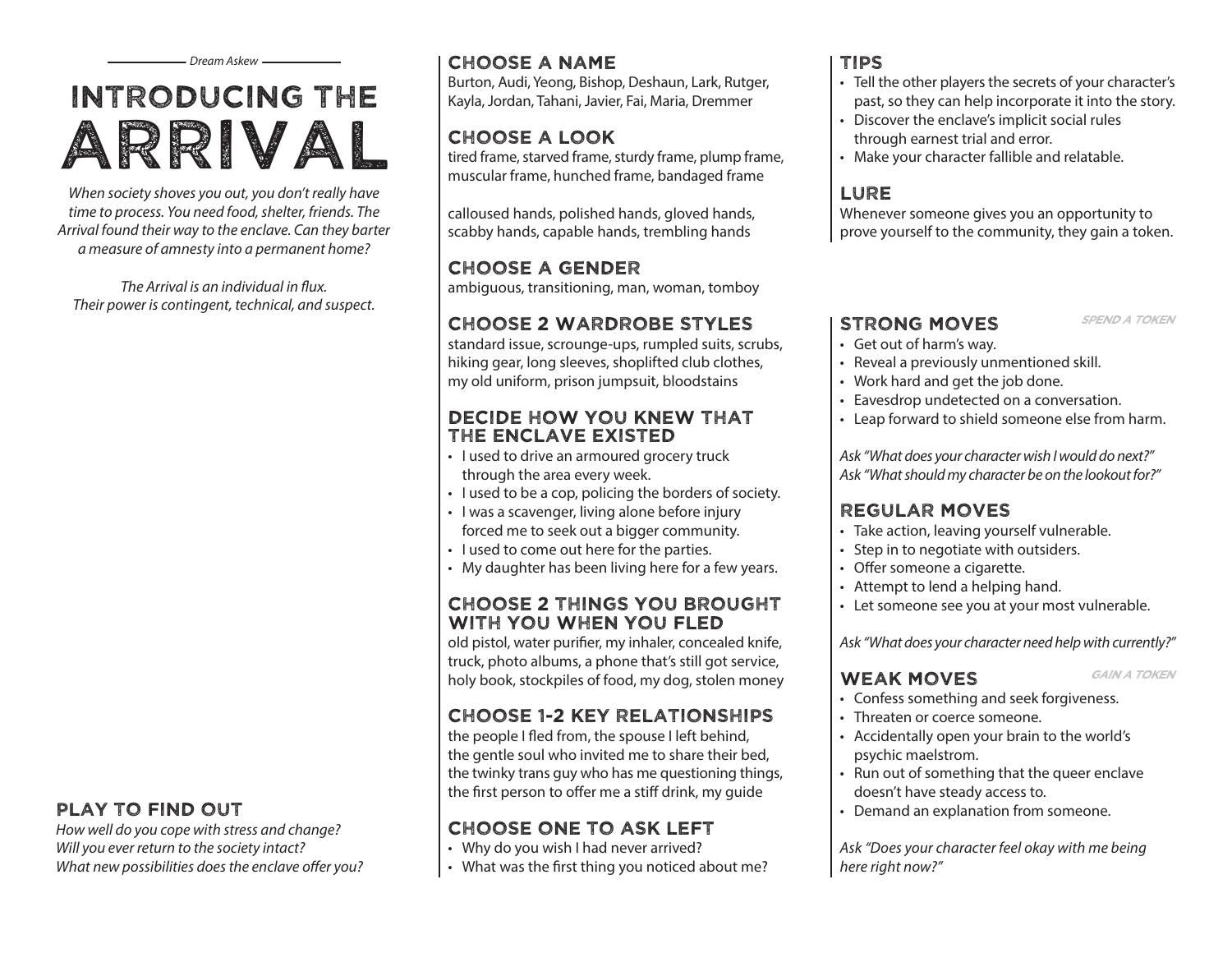Dream Askew

# Introducing the Arrival

*When society shoves you out, you don't really have time to process. You need food, shelter, friends. The Arrival found their way to the enclave. Can they barter a measure of amnesty into a permanent home?*

*The Arrival is an individual in flux. Their power is contingent, technical, and suspect.*

## Play to Find Out

*How well do you cope with stress and change?*
*Will you ever return to the society intact?*
*What new possibilities does the enclave offer you?*

## Choose a Name

Burton, Audi, Yeong, Bishop, Deshaun, Lark, Rutger, Kayla, Jordan, Tahani, Javier, Fai, Maria, Dremmer

## Choose a Look

tired frame, starved frame, sturdy frame, plump frame, muscular frame, hunched frame, bandaged frame

calloused hands, polished hands, gloved hands, scabby hands, capable hands, trembling hands

## Choose a Gender

ambiguous, transitioning, man, woman, tomboy

## Choose 2 Wardrobe Styles

standard issue, scrounge-ups, rumpled suits, scrubs, hiking gear, long sleeves, shoplifted club clothes, my old uniform, prison jumpsuit, bloodstains

## Decide How You Knew That the Enclave Existed

- I used to drive an armoured grocery truck through the area every week.
- I used to be a cop, policing the borders of society.
- I was a scavenger, living alone before injury forced me to seek out a bigger community.
- I used to come out here for the parties.
- My daughter has been living here for a few years.

## Choose 2 Things You Brought With You When You Fled

old pistol, water purifier, my inhaler, concealed knife, truck, photo albums, a phone that's still got service, holy book, stockpiles of food, my dog, stolen money

## Choose 1-2 Key Relationships

the people I fled from, the spouse I left behind, the gentle soul who invited me to share their bed, the twinky trans guy who has me questioning things, the first person to offer me a stiff drink, my guide

## Choose One to Ask Left

- Why do you wish I had never arrived?
- What was the first thing you noticed about me?

## Tips

- Tell the other players the secrets of your character's past, so they can help incorporate it into the story.
- Discover the enclave's implicit social rules through earnest trial and error.
- Make your character fallible and relatable.

## Lure

Whenever someone gives you an opportunity to prove yourself to the community, they gain a token.

## Strong Moves

*Spend a token*

- Get out of harm's way.
- Reveal a previously unmentioned skill.
- Work hard and get the job done.
- Eavesdrop undetected on a conversation.
- Leap forward to shield someone else from harm.

*Ask "What does your character wish I would do next?"*
*Ask "What should my character be on the lookout for?"*

## Regular Moves

- Take action, leaving yourself vulnerable.
- Step in to negotiate with outsiders.
- Offer someone a cigarette.
- Attempt to lend a helping hand.
- Let someone see you at your most vulnerable.

*Ask "What does your character need help with currently?"*

## Weak Moves

*Gain a token*

- Confess something and seek forgiveness.
- Threaten or coerce someone.
- Accidentally open your brain to the world's psychic maelstrom.
- Run out of something that the queer enclave doesn't have steady access to.
- Demand an explanation from someone.

*Ask "Does your character feel okay with me being here right now?"*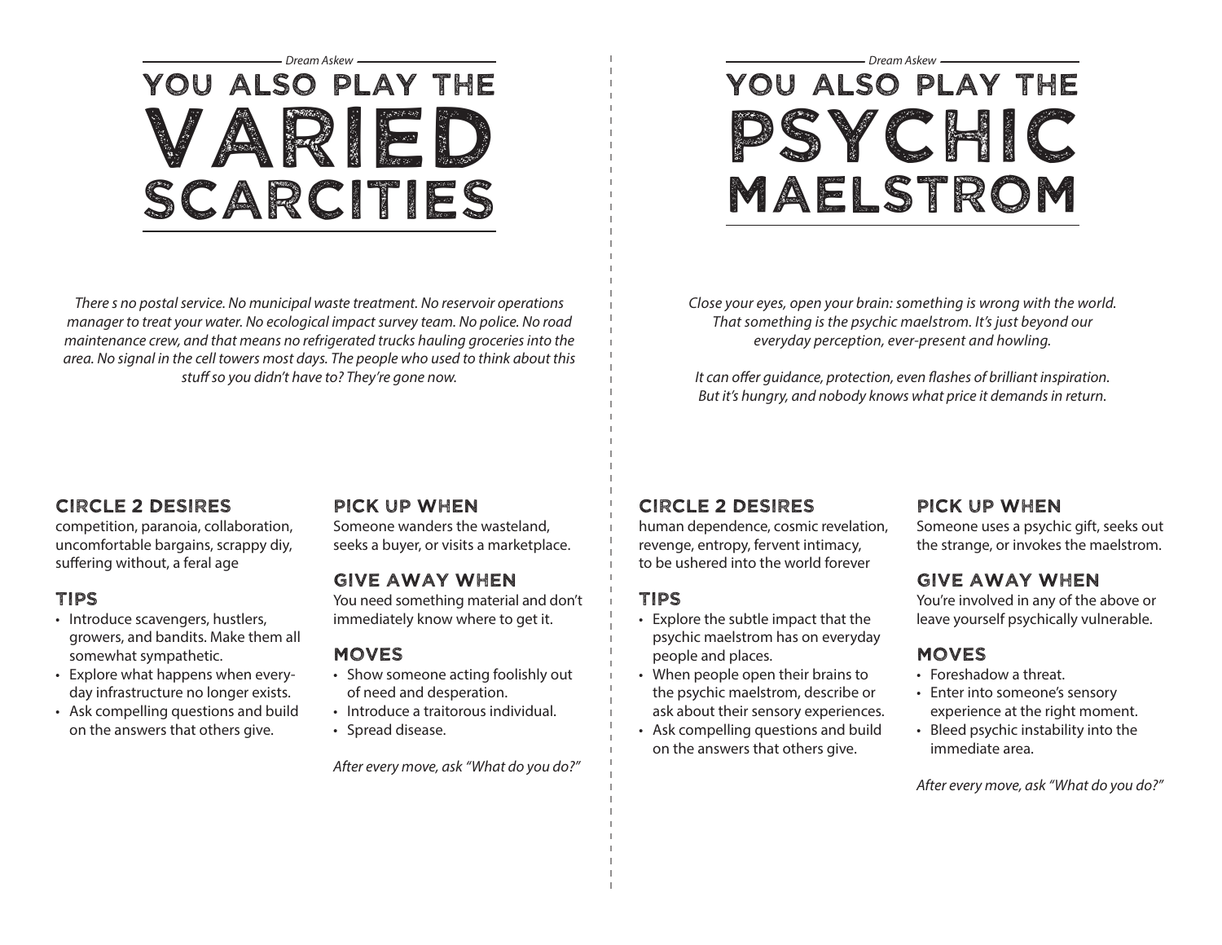*Dream Askew*

# YOU ALSO PLAY THE VARIED SCARCITIES

*There s no postal service. No municipal waste treatment. No reservoir operations manager to treat your water. No ecological impact survey team. No police. No road maintenance crew, and that means no refrigerated trucks hauling groceries into the area. No signal in the cell towers most days. The people who used to think about this stuff so you didn't have to? They're gone now.*

## CIRCLE 2 DESIRES

competition, paranoia, collaboration, uncomfortable bargains, scrappy diy, suffering without, a feral age

## TIPS

- Introduce scavengers, hustlers, growers, and bandits. Make them all somewhat sympathetic.
- Explore what happens when everyday infrastructure no longer exists.
- Ask compelling questions and build on the answers that others give.

## PICK UP WHEN

Someone wanders the wasteland, seeks a buyer, or visits a marketplace.

## GIVE AWAY WHEN

You need something material and don't immediately know where to get it.

## MOVES

- Show someone acting foolishly out of need and desperation.
- Introduce a traitorous individual.
- Spread disease.

*After every move, ask "What do you do?"*

---

*Dream Askew*

# YOU ALSO PLAY THE PSYCHIC MAELSTROM

*Close your eyes, open your brain: something is wrong with the world. That something is the psychic maelstrom. It's just beyond our everyday perception, ever-present and howling.*

*It can offer guidance, protection, even flashes of brilliant inspiration. But it's hungry, and nobody knows what price it demands in return.*

## CIRCLE 2 DESIRES

human dependence, cosmic revelation, revenge, entropy, fervent intimacy, to be ushered into the world forever

## TIPS

- Explore the subtle impact that the psychic maelstrom has on everyday people and places.
- When people open their brains to the psychic maelstrom, describe or ask about their sensory experiences.
- Ask compelling questions and build on the answers that others give.

## PICK UP WHEN

Someone uses a psychic gift, seeks out the strange, or invokes the maelstrom.

## GIVE AWAY WHEN

You're involved in any of the above or leave yourself psychically vulnerable.

## MOVES

- Foreshadow a threat.
- Enter into someone's sensory experience at the right moment.
- Bleed psychic instability into the immediate area.

*After every move, ask "What do you do?"*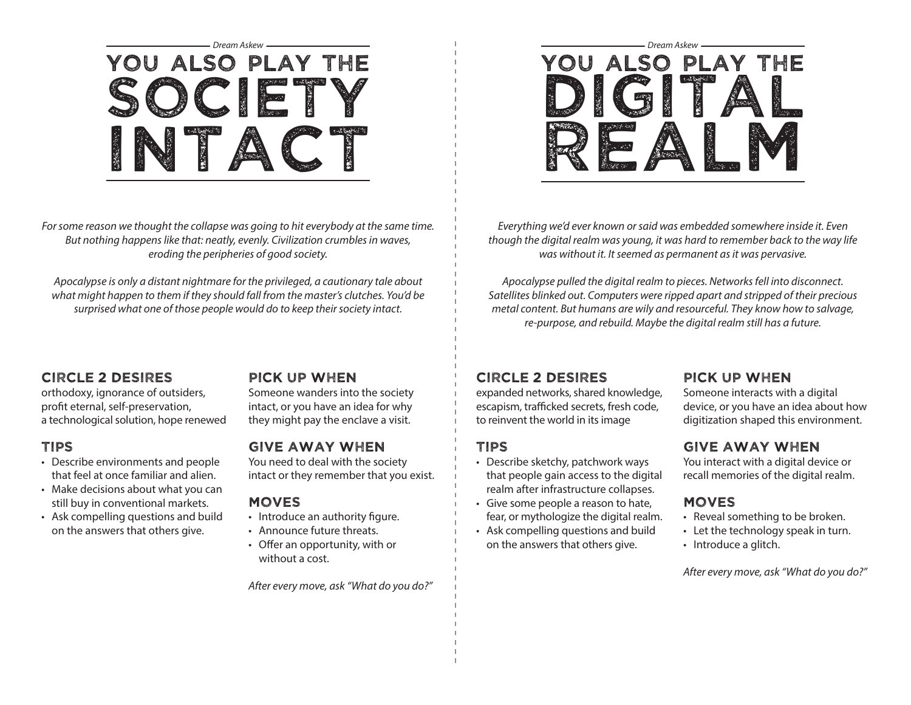Dream Askew

# You Also Play the Society Intact

*For some reason we thought the collapse was going to hit everybody at the same time. But nothing happens like that: neatly, evenly. Civilization crumbles in waves, eroding the peripheries of good society.*

*Apocalypse is only a distant nightmare for the privileged, a cautionary tale about what might happen to them if they should fall from the master's clutches. You'd be surprised what one of those people would do to keep their society intact.*

## Circle 2 Desires

orthodoxy, ignorance of outsiders, profit eternal, self-preservation, a technological solution, hope renewed

## Tips

- Describe environments and people that feel at once familiar and alien.
- Make decisions about what you can still buy in conventional markets.
- Ask compelling questions and build on the answers that others give.

## Pick Up When

Someone wanders into the society intact, or you have an idea for why they might pay the enclave a visit.

## Give Away When

You need to deal with the society intact or they remember that you exist.

## Moves

- Introduce an authority figure.
- Announce future threats.
- Offer an opportunity, with or without a cost.

*After every move, ask "What do you do?"*

---

Dream Askew

# You Also Play the Digital Realm

*Everything we'd ever known or said was embedded somewhere inside it. Even though the digital realm was young, it was hard to remember back to the way life was without it. It seemed as permanent as it was pervasive.*

*Apocalypse pulled the digital realm to pieces. Networks fell into disconnect. Satellites blinked out. Computers were ripped apart and stripped of their precious metal content. But humans are wily and resourceful. They know how to salvage, re-purpose, and rebuild. Maybe the digital realm still has a future.*

## Circle 2 Desires

expanded networks, shared knowledge, escapism, trafficked secrets, fresh code, to reinvent the world in its image

## Tips

- Describe sketchy, patchwork ways that people gain access to the digital realm after infrastructure collapses.
- Give some people a reason to hate, fear, or mythologize the digital realm.
- Ask compelling questions and build on the answers that others give.

## Pick Up When

Someone interacts with a digital device, or you have an idea about how digitization shaped this environment.

## Give Away When

You interact with a digital device or recall memories of the digital realm.

## Moves

- Reveal something to be broken.
- Let the technology speak in turn.
- Introduce a glitch.

*After every move, ask "What do you do?"*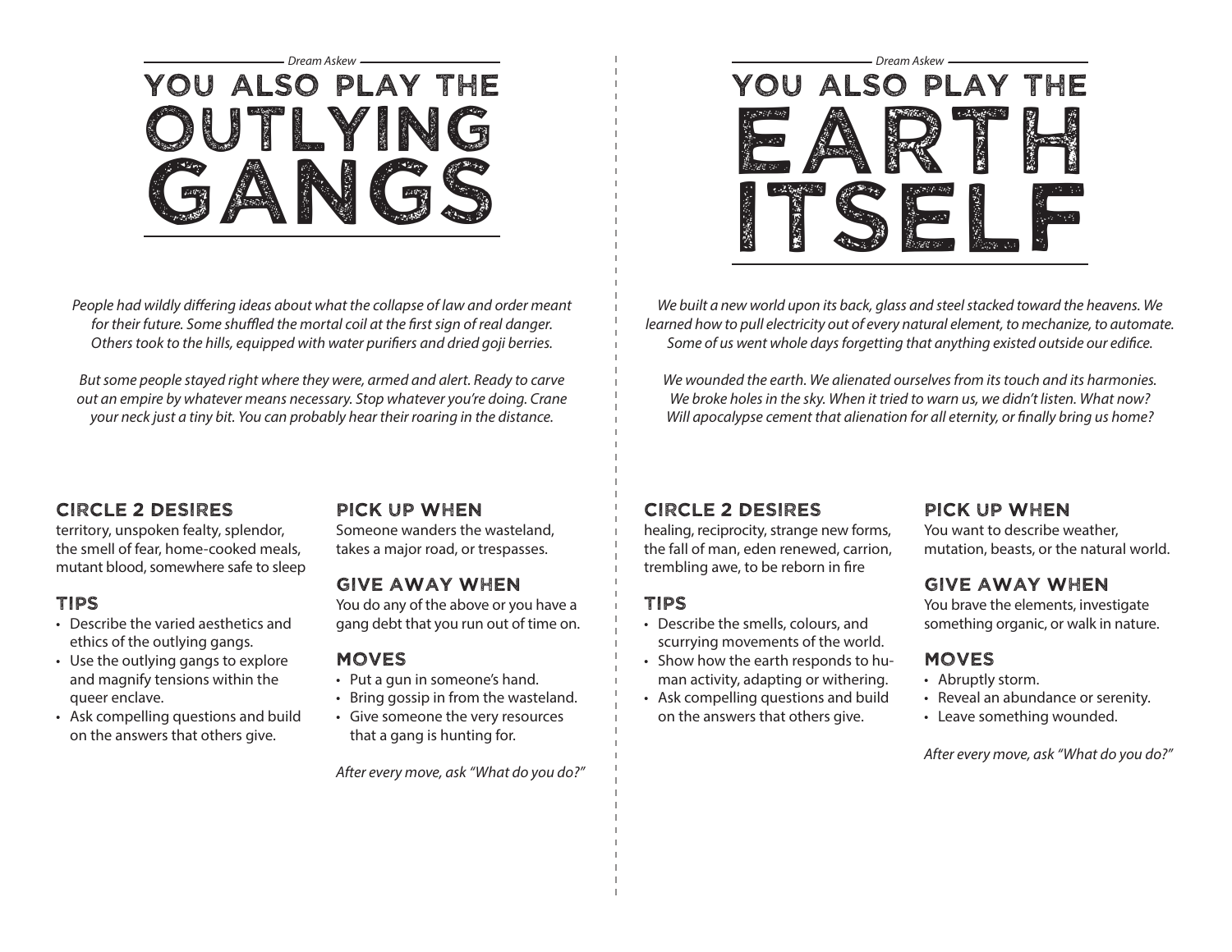Dream Askew

# YOU ALSO PLAY THE OUTLYING GANGS

*People had wildly differing ideas about what the collapse of law and order meant for their future. Some shuffled the mortal coil at the first sign of real danger. Others took to the hills, equipped with water purifiers and dried goji berries.*

*But some people stayed right where they were, armed and alert. Ready to carve out an empire by whatever means necessary. Stop whatever you're doing. Crane your neck just a tiny bit. You can probably hear their roaring in the distance.*

## CIRCLE 2 DESIRES

territory, unspoken fealty, splendor, the smell of fear, home-cooked meals, mutant blood, somewhere safe to sleep

## TIPS

- Describe the varied aesthetics and ethics of the outlying gangs.
- Use the outlying gangs to explore and magnify tensions within the queer enclave.
- Ask compelling questions and build on the answers that others give.

## PICK UP WHEN

Someone wanders the wasteland, takes a major road, or trespasses.

## GIVE AWAY WHEN

You do any of the above or you have a gang debt that you run out of time on.

## MOVES

- Put a gun in someone's hand.
- Bring gossip in from the wasteland.
- Give someone the very resources that a gang is hunting for.

*After every move, ask "What do you do?"*

Dream Askew

# YOU ALSO PLAY THE EARTH ITSELF

*We built a new world upon its back, glass and steel stacked toward the heavens. We learned how to pull electricity out of every natural element, to mechanize, to automate. Some of us went whole days forgetting that anything existed outside our edifice.*

*We wounded the earth. We alienated ourselves from its touch and its harmonies. We broke holes in the sky. When it tried to warn us, we didn't listen. What now? Will apocalypse cement that alienation for all eternity, or finally bring us home?*

## CIRCLE 2 DESIRES

healing, reciprocity, strange new forms, the fall of man, eden renewed, carrion, trembling awe, to be reborn in fire

## TIPS

- Describe the smells, colours, and scurrying movements of the world.
- Show how the earth responds to human activity, adapting or withering.
- Ask compelling questions and build on the answers that others give.

## PICK UP WHEN

You want to describe weather, mutation, beasts, or the natural world.

## GIVE AWAY WHEN

You brave the elements, investigate something organic, or walk in nature.

## MOVES

- Abruptly storm.
- Reveal an abundance or serenity.
- Leave something wounded.

*After every move, ask "What do you do?"*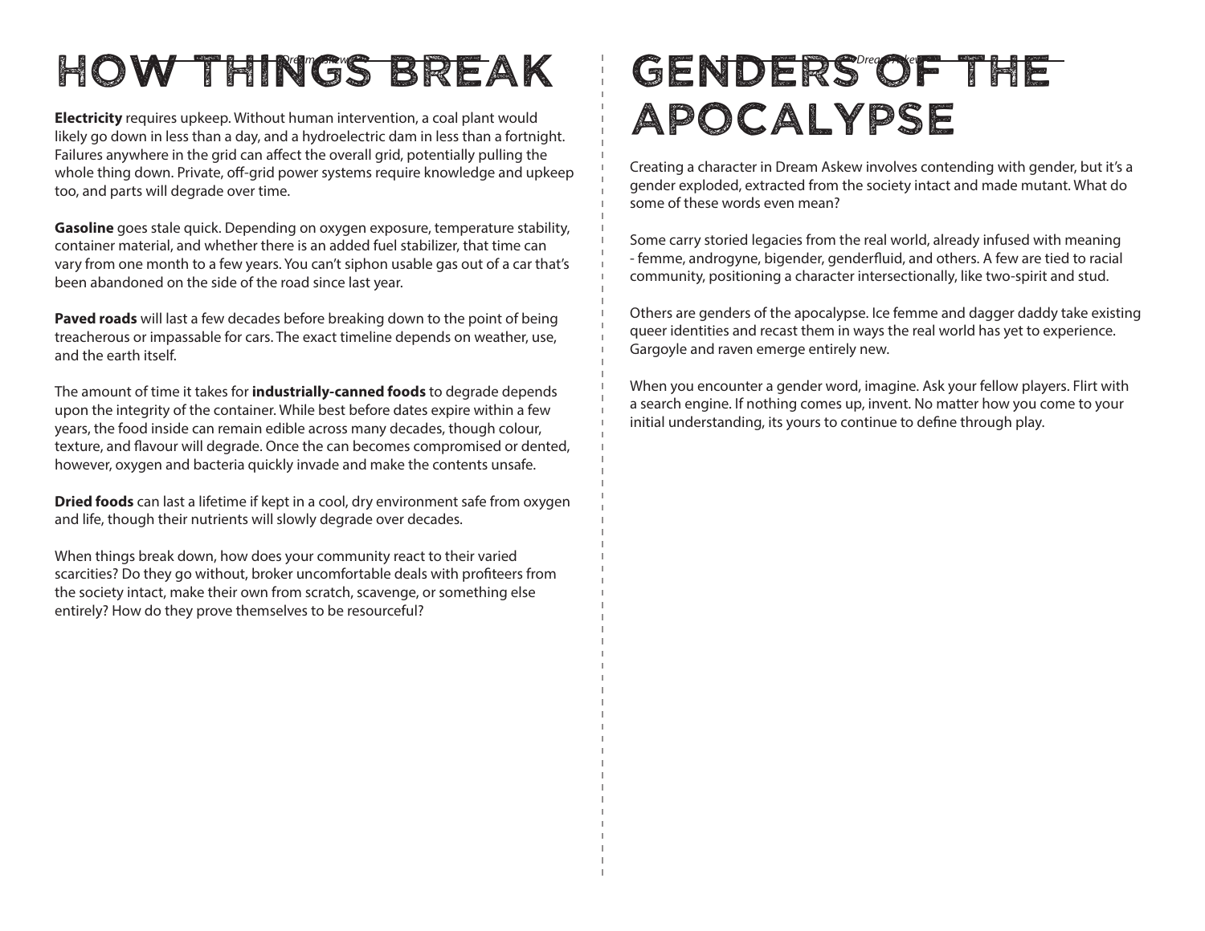# HOW THINGS BREAK

**Electricity** requires upkeep. Without human intervention, a coal plant would likely go down in less than a day, and a hydroelectric dam in less than a fortnight. Failures anywhere in the grid can affect the overall grid, potentially pulling the whole thing down. Private, off-grid power systems require knowledge and upkeep too, and parts will degrade over time.

**Gasoline** goes stale quick. Depending on oxygen exposure, temperature stability, container material, and whether there is an added fuel stabilizer, that time can vary from one month to a few years. You can't siphon usable gas out of a car that's been abandoned on the side of the road since last year.

**Paved roads** will last a few decades before breaking down to the point of being treacherous or impassable for cars. The exact timeline depends on weather, use, and the earth itself.

The amount of time it takes for **industrially-canned foods** to degrade depends upon the integrity of the container. While best before dates expire within a few years, the food inside can remain edible across many decades, though colour, texture, and flavour will degrade. Once the can becomes compromised or dented, however, oxygen and bacteria quickly invade and make the contents unsafe.

**Dried foods** can last a lifetime if kept in a cool, dry environment safe from oxygen and life, though their nutrients will slowly degrade over decades.

When things break down, how does your community react to their varied scarcities? Do they go without, broker uncomfortable deals with profiteers from the society intact, make their own from scratch, scavenge, or something else entirely? How do they prove themselves to be resourceful?

# GENDERS OF THE APOCALYPSE

Creating a character in Dream Askew involves contending with gender, but it's a gender exploded, extracted from the society intact and made mutant. What do some of these words even mean?

Some carry storied legacies from the real world, already infused with meaning - femme, androgyne, bigender, genderfluid, and others. A few are tied to racial community, positioning a character intersectionally, like two-spirit and stud.

Others are genders of the apocalypse. Ice femme and dagger daddy take existing queer identities and recast them in ways the real world has yet to experience. Gargoyle and raven emerge entirely new.

When you encounter a gender word, imagine. Ask your fellow players. Flirt with a search engine. If nothing comes up, invent. No matter how you come to your initial understanding, its yours to continue to define through play.